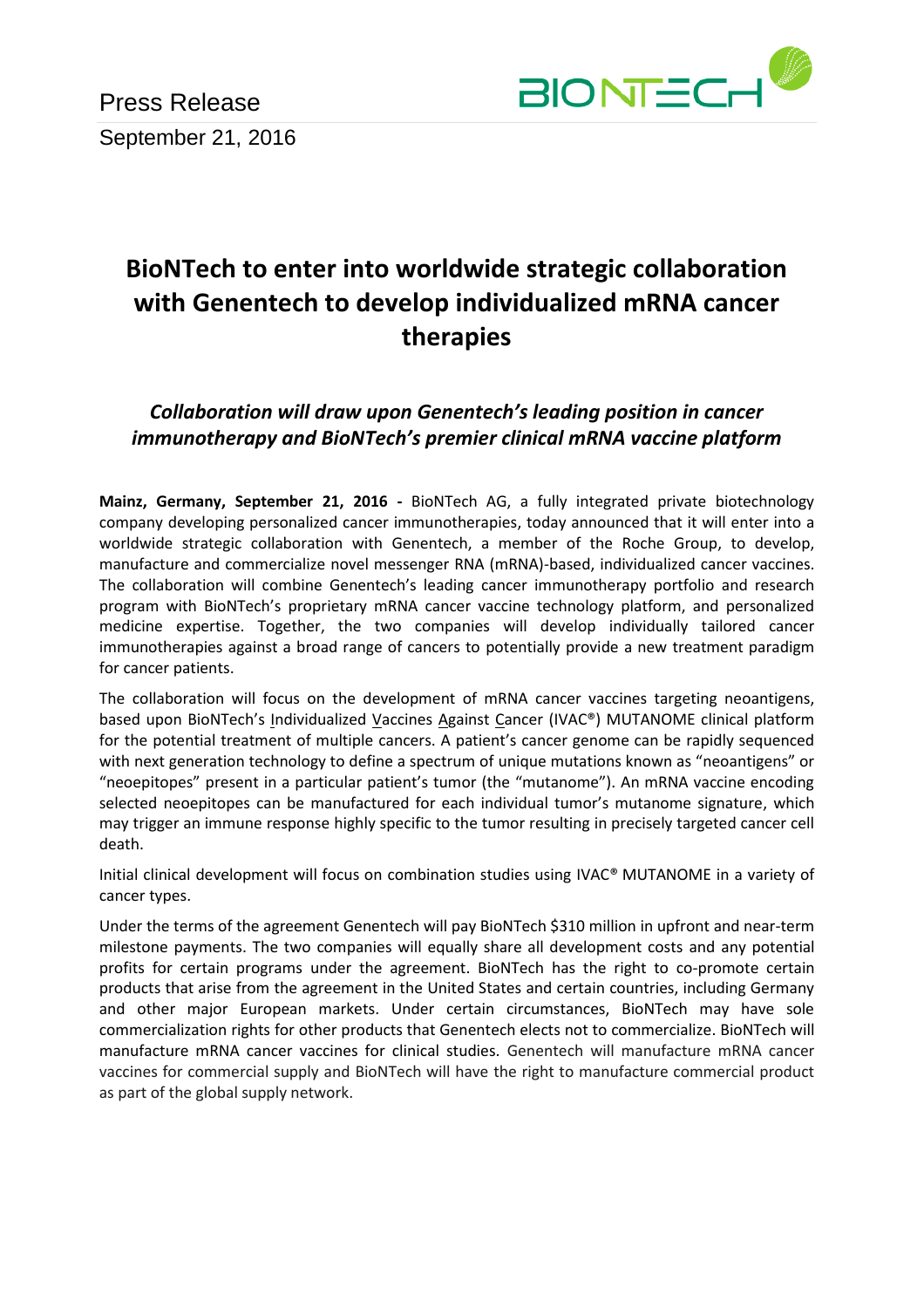Press Release

September 21, 2016

# BioNTech to enter into worldwide strategic collaboration with Genentech to develop individualized mRNA cancer therapies

## *Collaboration will draw upon Genentech's leading position in cancer immunotherapy and BioNTech's premier clinical mRNA vaccine platform*

**Mainz, Germany, September 21, 2016 -** BioNTech AG, a fully integrated private biotechnology company developing personalized cancer immunotherapies, today announced that it will enter into a worldwide strategic collaboration with Genentech, a member of the Roche Group, to develop, manufacture and commercialize novel messenger RNA (mRNA)-based, individualized cancer vaccines. The collaboration will combine Genentech's leading cancer immunotherapy portfolio and research program with BioNTech's proprietary mRNA cancer vaccine technology platform, and personalized medicine expertise. Together, the two companies will develop individually tailored cancer immunotherapies against a broad range of cancers to potentially provide a new treatment paradigm for cancer patients.

The collaboration will focus on the development of mRNA cancer vaccines targeting neoantigens, based upon BioNTech's Individualized Vaccines Against Cancer (IVAC®) MUTANOME clinical platform for the potential treatment of multiple cancers. A patient's cancer genome can be rapidly sequenced with next generation technology to define a spectrum of unique mutations known as "neoantigens" or "neoepitopes" present in a particular patient's tumor (the "mutanome"). An mRNA vaccine encoding selected neoepitopes can be manufactured for each individual tumor's mutanome signature, which may trigger an immune response highly specific to the tumor resulting in precisely targeted cancer cell death.

Initial clinical development will focus on combination studies using IVAC® MUTANOME in a variety of cancer types.

Under the terms of the agreement Genentech will pay BioNTech $310 million in upfront and near-term milestone payments. The two companies will equally share all development costs and any potential profits for certain programs under the agreement. BioNTech has the right to co-promote certain products that arise from the agreement in the United States and certain countries, including Germany and other major European markets. Under certain circumstances, BioNTech may have sole commercialization rights for other products that Genentech elects not to commercialize. BioNTech will manufacture mRNA cancer vaccines for clinical studies. Genentech will manufacture mRNA cancer vaccines for commercial supply and BioNTech will have the right to manufacture commercial product as part of the global supply network.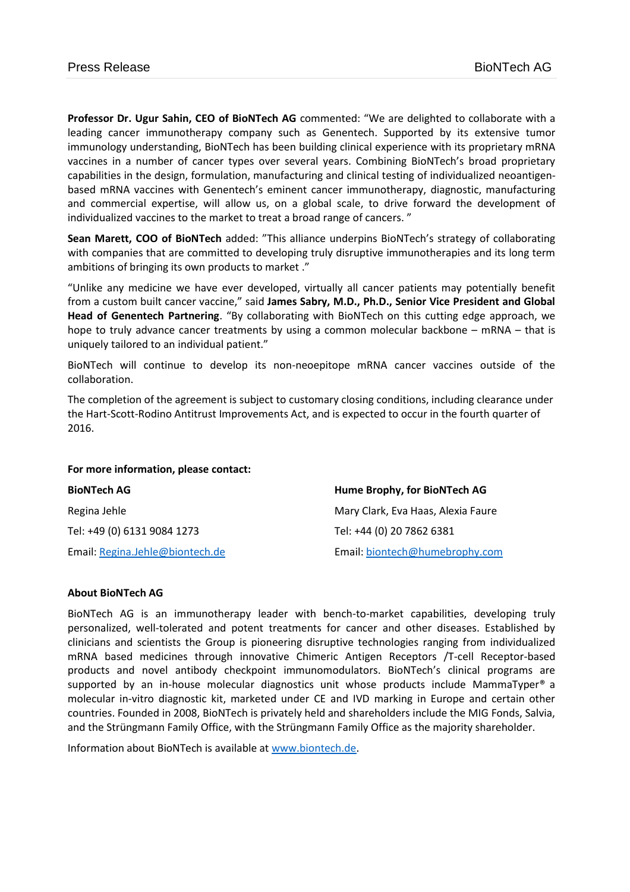**Professor Dr. Ugur Sahin, CEO of BioNTech AG** commented: "We are delighted to collaborate with a leading cancer immunotherapy company such as Genentech. Supported by its extensive tumor immunology understanding, BioNTech has been building clinical experience with its proprietary mRNA vaccines in a number of cancer types over several years. Combining BioNTech's broad proprietary capabilities in the design, formulation, manufacturing and clinical testing of individualized neoantigen-based mRNA vaccines with Genentech's eminent cancer immunotherapy, diagnostic, manufacturing and commercial expertise, will allow us, on a global scale, to drive forward the development of individualized vaccines to the market to treat a broad range of cancers. "

**Sean Marett, COO of BioNTech** added: "This alliance underpins BioNTech's strategy of collaborating with companies that are committed to developing truly disruptive immunotherapies and its long term ambitions of bringing its own products to market ."

"Unlike any medicine we have ever developed, virtually all cancer patients may potentially benefit from a custom built cancer vaccine," said **James Sabry, M.D., Ph.D., Senior Vice President and Global Head of Genentech Partnering**. "By collaborating with BioNTech on this cutting edge approach, we hope to truly advance cancer treatments by using a common molecular backbone – mRNA – that is uniquely tailored to an individual patient."

BioNTech will continue to develop its non-neoepitope mRNA cancer vaccines outside of the collaboration.

The completion of the agreement is subject to customary closing conditions, including clearance under the Hart-Scott-Rodino Antitrust Improvements Act, and is expected to occur in the fourth quarter of 2016.

**For more information, please contact:**

**BioNTech AG**

Regina Jehle

Tel: +49 (0) 6131 9084 1273

Email: Regina.Jehle@biontech.de

**Hume Brophy, for BioNTech AG**

Mary Clark, Eva Haas, Alexia Faure

Tel: +44 (0) 20 7862 6381

Email: biontech@humebrophy.com

**About BioNTech AG**

BioNTech AG is an immunotherapy leader with bench-to-market capabilities, developing truly personalized, well-tolerated and potent treatments for cancer and other diseases. Established by clinicians and scientists the Group is pioneering disruptive technologies ranging from individualized mRNA based medicines through innovative Chimeric Antigen Receptors /T-cell Receptor-based products and novel antibody checkpoint immunomodulators. BioNTech's clinical programs are supported by an in-house molecular diagnostics unit whose products include MammaTyper® a molecular in-vitro diagnostic kit, marketed under CE and IVD marking in Europe and certain other countries. Founded in 2008, BioNTech is privately held and shareholders include the MIG Fonds, Salvia, and the Strüngmann Family Office, with the Strüngmann Family Office as the majority shareholder.

Information about BioNTech is available at www.biontech.de.